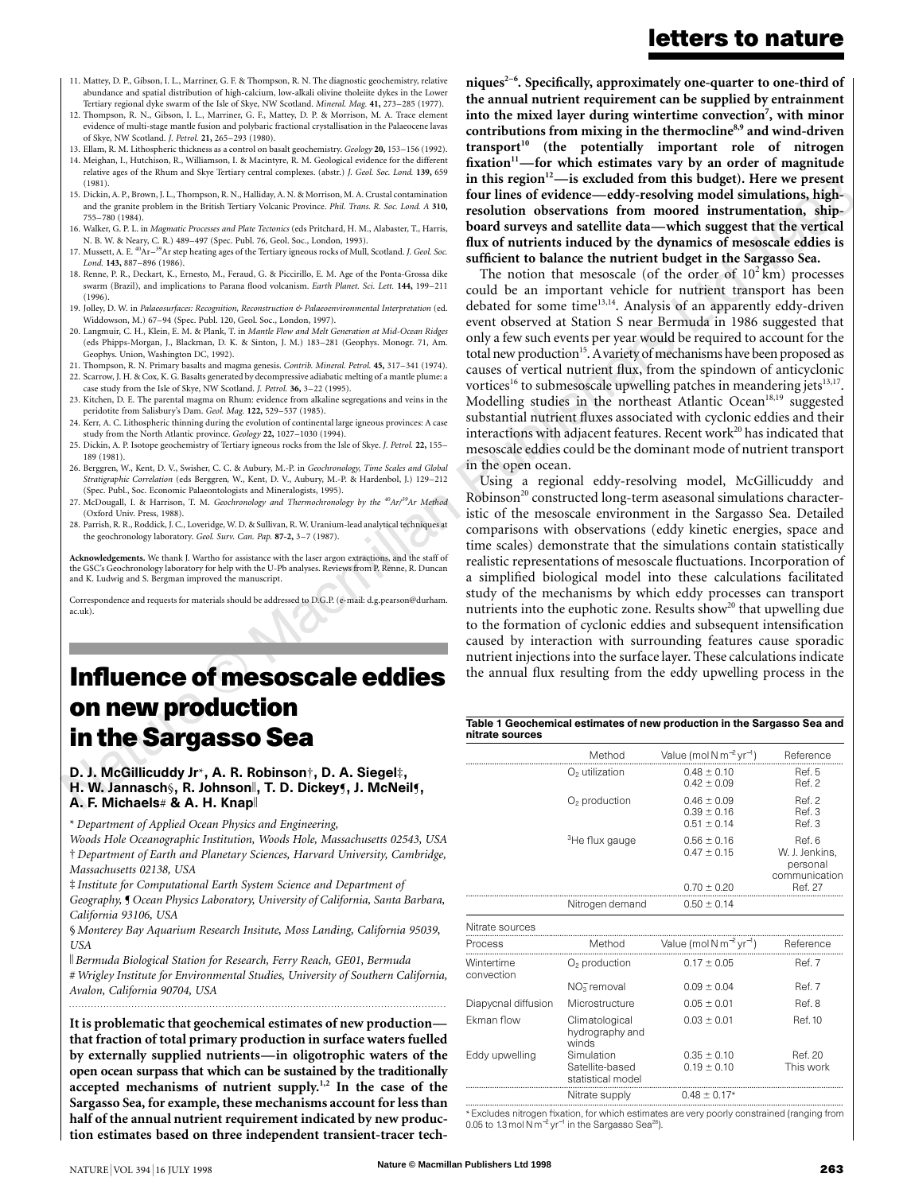11. Mattey, D. P., Gibson, I. L., Marriner, G. F. & Thompson, R. N. The diagnostic geochemistry, relative abundance and spatial distribution of high-calcium, low-alkali olivine tholeiite dykes in the Lower Tertiary regional dyke swarm of the Isle of Skye, NW Scotland. *Mineral. Mag.* **41,** 273–285 (1977).
12. Thompson, R. N., Gibson, I. L., Marriner, G. F., Mattey, D. P. & Morrison, M. A. Trace element evidence of multi-stage mantle fusion and polybaric fractional crystallisation in the Palaeocene lavas of Skye, NW Scotland. *J. Petrol.* **21,** 265–293 (1980).
13. Ellam, R. M. Lithospheric thickness as a control on basalt geochemistry. *Geology* **20,** 153–156 (1992).
14. Meighan, I., Hutchison, R., Williamson, I. & Macintyre, R. M. Geological evidence for the different relative ages of the Rhum and Skye Tertiary central complexes. (abstr.) *J. Geol. Soc. Lond.* **139,** 659 (1981).
15. Dickin, A. P., Brown, J. L., Thompson, R. N., Halliday, A. N. & Morrison, M. A. Crustal contamination and the granite problem in the British Tertiary Volcanic Province. *Phil. Trans. R. Soc. Lond. A* **310,** 755–780 (1984).
16. Walker, G. P. L. in *Magmatic Processes and Plate Tectonics* (eds Pritchard, H. M., Alabaster, T., Harris, N. B. W. & Neary, C. R.) 489–497 (Spec. Publ. 76, Geol. Soc., London, 1993).
17. Mussett, A. E. $^{40}$Ar–$^{39}$Ar step heating ages of the Tertiary igneous rocks of Mull, Scotland. *J. Geol. Soc. Lond.* **143,** 887–896 (1986).
18. Renne, P. R., Deckart, K., Ernesto, M., Feraud, G. & Piccirillo, E. M. Age of the Ponta-Grossa dike swarm (Brazil), and implications to Parana flood volcanism. *Earth Planet. Sci. Lett.* **144,** 199–211 (1996).
19. Jolley, D. W. in *Palaeosurfaces: Recognition, Reconstruction & Palaeoenvironmental Interpretation* (ed. Widdowson, M.) 67–94 (Spec. Publ. 120, Geol. Soc., London, 1997).
20. Langmuir, C. H., Klein, E. M. & Plank, T. in *Mantle Flow and Melt Generation at Mid-Ocean Ridges* (eds Phipps-Morgan, J., Blackman, D. K. & Sinton, J. M.) 183–281 (Geophys. Monogr. 71, Am. Geophys. Union, Washington DC, 1992).
21. Thompson, R. N. Primary basalts and magma genesis. *Contrib. Mineral. Petrol.* **45,** 317–341 (1974).
22. Scarrow, J. H. & Cox, K. G. Basalts generated by decompressive adiabatic melting of a mantle plume: a case study from the Isle of Skye, NW Scotland. *J. Petrol.* **36,** 3–22 (1995).
23. Kitchen, D. E. The parental magma on Rhum: evidence from alkaline segregations and veins in the peridotite from Salisbury's Dam. *Geol. Mag.* **122,** 529–537 (1985).
24. Kerr, A. C. Lithospheric thinning during the evolution of continental large igneous provinces: A case study from the North Atlantic province. *Geology* **22,** 1027–1030 (1994).
25. Dickin, A. P. Isotope geochemistry of Tertiary igneous rocks from the Isle of Skye. *J. Petrol.* **22,** 155–189 (1981).
26. Berggren, W., Kent, D. V., Swisher, C. C. & Aubury, M.-P. in *Geochronology, Time Scales and Global Stratigraphic Correlation* (eds Berggren, W., Kent, D. V., Aubury, M.-P. & Hardenbol, J.) 129–212 (Spec. Publ., Soc. Economic Palaeontologists and Mineralogists, 1995).
27. McDougall, I. & Harrison, T. M. *Geochronology and Thermochronology by the $^{40}$Ar/$^{39}$Ar Method* (Oxford Univ. Press, 1988).
28. Parrish, R. R., Roddick, J. C., Loveridge, W. D. & Sullivan, R. W. Uranium-lead analytical techniques at the geochronology laboratory. *Geol. Surv. Can. Pap.* **87-2,** 3–7 (1987).

**Acknowledgements.** We thank J. Wartho for assistance with the laser argon extractions, and the staff of the GSC's Geochronology laboratory for help with the U-Pb analyses. Reviews from P. Renne, R. Duncan and K. Ludwig and S. Bergman improved the manuscript.

Correspondence and requests for materials should be addressed to D.G.P. (e-mail: d.g.pearson@durham.ac.uk).

# Influence of mesoscale eddies on new production in the Sargasso Sea

**D. J. McGillicuddy Jr\*, A. R. Robinson†, D. A. Siegel‡, H. W. Jannasch§, R. Johnson‖, T. D. Dickey¶, J. McNeil¶, A. F. Michaels# & A. H. Knap‖**

\* *Department of Applied Ocean Physics and Engineering, Woods Hole Oceanographic Institution, Woods Hole, Massachusetts 02543, USA*
† *Department of Earth and Planetary Sciences, Harvard University, Cambridge, Massachusetts 02138, USA*
‡ *Institute for Computational Earth System Science and Department of Geography,* ¶ *Ocean Physics Laboratory, University of California, Santa Barbara, California 93106, USA*
§ *Monterey Bay Aquarium Research Insitute, Moss Landing, California 95039, USA*
‖ *Bermuda Biological Station for Research, Ferry Reach, GE01, Bermuda*
\# *Wrigley Institute for Environmental Studies, University of Southern California, Avalon, California 90704, USA*

**It is problematic that geochemical estimates of new production—that fraction of total primary production in surface waters fuelled by externally supplied nutrients—in oligotrophic waters of the open ocean surpass that which can be sustained by the traditionally accepted mechanisms of nutrient supply.[1,2] In the case of the Sargasso Sea, for example, these mechanisms account for less than half of the annual nutrient requirement indicated by new production estimates based on three independent transient-tracer techniques[2–6]. Specifically, approximately one-quarter to one-third of the annual nutrient requirement can be supplied by entrainment into the mixed layer during wintertime convection[7], with minor contributions from mixing in the thermocline[8,9] and wind-driven transport[10] (the potentially important role of nitrogen fixation[11]—for which estimates vary by an order of magnitude in this region[12]—is excluded from this budget). Here we present four lines of evidence—eddy-resolving model simulations, high-resolution observations from moored instrumentation, shipboard surveys and satellite data—which suggest that the vertical flux of nutrients induced by the dynamics of mesoscale eddies is sufficient to balance the nutrient budget in the Sargasso Sea.**

The notion that mesoscale (of the order of $10^2$ km) processes could be an important vehicle for nutrient transport has been debated for some time[13,14]. Analysis of an apparently eddy-driven event observed at Station S near Bermuda in 1986 suggested that only a few such events per year would be required to account for the total new production[15]. A variety of mechanisms have been proposed as causes of vertical nutrient flux, from the spindown of anticyclonic vortices[16] to submesoscale upwelling patches in meandering jets[13,17]. Modelling studies in the northeast Atlantic Ocean[18,19] suggested substantial nutrient fluxes associated with cyclonic eddies and their interactions with adjacent features. Recent work[20] has indicated that mesoscale eddies could be the dominant mode of nutrient transport in the open ocean.

Using a regional eddy-resolving model, McGillicuddy and Robinson[20] constructed long-term aseasonal simulations characteristic of the mesoscale environment in the Sargasso Sea. Detailed comparisons with observations (eddy kinetic energies, space and time scales) demonstrate that the simulations contain statistically realistic representations of mesoscale fluctuations. Incorporation of a simplified biological model into these calculations facilitated study of the mechanisms by which eddy processes can transport nutrients into the euphotic zone. Results show[20] that upwelling due to the formation of cyclonic eddies and subsequent intensification caused by interaction with surrounding features cause sporadic nutrient injections into the surface layer. These calculations indicate the annual flux resulting from the eddy upwelling process in the

**Table 1 Geochemical estimates of new production in the Sargasso Sea and nitrate sources**

| | Method | Value (mol N m$^{-2}$ yr$^{-1}$) | Reference |
|---|---|---|---|
| | $O_2$ utilization | 0.48 ± 0.10 | Ref. 5 |
| | | 0.42 ± 0.09 | Ref. 2 |
| | $O_2$ production | 0.46 ± 0.09 | Ref. 2 |
| | | 0.39 ± 0.16 | Ref. 3 |
| | | 0.51 ± 0.14 | Ref. 3 |
| | $^3$He flux gauge | 0.56 ± 0.16 | Ref. 6 |
| | | 0.47 ± 0.15 | W. J. Jenkins, personal communication |
| | | 0.70 ± 0.20 | Ref. 27 |
| | Nitrogen demand | 0.50 ± 0.14 | |
| Nitrate sources | | | |
| Process | Method | Value (mol N m$^{-2}$ yr$^{-1}$) | Reference |
| Wintertime convection | $O_2$ production | 0.17 ± 0.05 | Ref. 7 |
| | $NO_3^-$ removal | 0.09 ± 0.04 | Ref. 7 |
| Diapycnal diffusion | Microstructure | 0.05 ± 0.01 | Ref. 8 |
| Ekman flow | Climatological hydrography and winds | 0.03 ± 0.01 | Ref. 10 |
| Eddy upwelling | Simulation | 0.35 ± 0.10 | Ref. 20 |
| | Satellite-based statistical model | 0.19 ± 0.10 | This work |
| | Nitrate supply | 0.48 ± 0.17\* | |

\* Excludes nitrogen fixation, for which estimates are very poorly constrained (ranging from 0.05 to 1.3 mol N m$^{-2}$ yr$^{-1}$ in the Sargasso Sea[28]).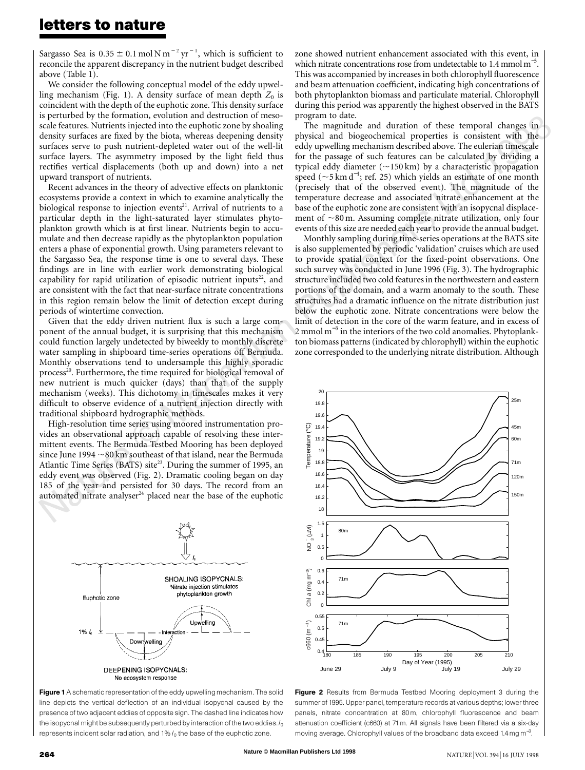Sargasso Sea is $0.35 \pm 0.1\,\mathrm{mol\,N\,m^{-2}\,yr^{-1}}$, which is sufficient to reconcile the apparent discrepancy in the nutrient budget described above (Table 1).

We consider the following conceptual model of the eddy upwelling mechanism (Fig. 1). A density surface of mean depth $Z_0$ is coincident with the depth of the euphotic zone. This density surface is perturbed by the formation, evolution and destruction of mesoscale features. Nutrients injected into the euphotic zone by shoaling density surfaces are fixed by the biota, whereas deepening density surfaces serve to push nutrient-depleted water out of the well-lit surface layers. The asymmetry imposed by the light field thus rectifies vertical displacements (both up and down) into a net upward transport of nutrients.

Recent advances in the theory of advective effects on planktonic ecosystems provide a context in which to examine analytically the biological response to injection events[21]. Arrival of nutrients to a particular depth in the light-saturated layer stimulates phytoplankton growth which is at first linear. Nutrients begin to accumulate and then decrease rapidly as the phytoplankton population enters a phase of exponential growth. Using parameters relevant to the Sargasso Sea, the response time is one to several days. These findings are in line with earlier work demonstrating biological capability for rapid utilization of episodic nutrient inputs[22], and are consistent with the fact that near-surface nitrate concentrations in this region remain below the limit of detection except during periods of wintertime convection.

Given that the eddy driven nutrient flux is such a large component of the annual budget, it is surprising that this mechanism could function largely undetected by biweekly to monthly discrete water sampling in shipboard time-series operations off Bermuda. Monthly observations tend to undersample this highly sporadic process[20]. Furthermore, the time required for biological removal of new nutrient is much quicker (days) than that of the supply mechanism (weeks). This dichotomy in timescales makes it very difficult to observe evidence of a nutrient injection directly with traditional shipboard hydrographic methods.

High-resolution time series using moored instrumentation provides an observational approach capable of resolving these intermittent events. The Bermuda Testbed Mooring has been deployed since June 1994 ~80 km southeast of that island, near the Bermuda Atlantic Time Series (BATS) site[23]. During the summer of 1995, an eddy event was observed (Fig. 2). Dramatic cooling began on day 185 of the year and persisted for 30 days. The record from an automated nitrate analyser[24] placed near the base of the euphotic zone showed nutrient enhancement associated with this event, in which nitrate concentrations rose from undetectable to $1.4\,\mathrm{mmol\,m^{-3}}$. This was accompanied by increases in both chlorophyll fluorescence and beam attenuation coefficient, indicating high concentrations of both phytoplankton biomass and particulate material. Chlorophyll during this period was apparently the highest observed in the BATS program to date.

The magnitude and duration of these temporal changes in physical and biogeochemical properties is consistent with the eddy upwelling mechanism described above. The eulerian timescale for the passage of such features can be calculated by dividing a typical eddy diameter (~150 km) by a characteristic propagation speed (~$5\,\mathrm{km\,d^{-1}}$; ref. 25) which yields an estimate of one month (precisely that of the observed event). The magnitude of the temperature decrease and associated nitrate enhancement at the base of the euphotic zone are consistent with an isopycnal displacement of ~80 m. Assuming complete nitrate utilization, only four events of this size are needed each year to provide the annual budget.

Monthly sampling during time-series operations at the BATS site is also supplemented by periodic 'validation' cruises which are used to provide spatial context for the fixed-point observations. One such survey was conducted in June 1996 (Fig. 3). The hydrographic structure included two cold features in the northwestern and eastern portions of the domain, and a warm anomaly to the south. These structures had a dramatic influence on the nitrate distribution just below the euphotic zone. Nitrate concentrations were below the limit of detection in the core of the warm feature, and in excess of $2\,\mathrm{mmol\,m^{-3}}$ in the interiors of the two cold anomalies. Phytoplankton biomass patterns (indicated by chlorophyll) within the euphotic zone corresponded to the underlying nitrate distribution. Although

**Figure 1** A schematic representation of the eddy upwelling mechanism. The solid line depicts the vertical deflection of an individual isopycnal caused by the presence of two adjacent eddies of opposite sign. The dashed line indicates how the isopycnal might be subsequently perturbed by interaction of the two eddies. $I_0$ represents incident solar radiation, and $1\%\,I_0$ the base of the euphotic zone.

**Figure 2** Results from Bermuda Testbed Mooring deployment 3 during the summer of 1995. Upper panel, temperature records at various depths; lower three panels, nitrate concentration at 80 m, chlorophyll fluorescence and beam attenuation coefficient (c660) at 71 m. All signals have been filtered via a six-day moving average. Chlorophyll values of the broadband data exceed $1.4\,\mathrm{mg\,m^{-3}}$.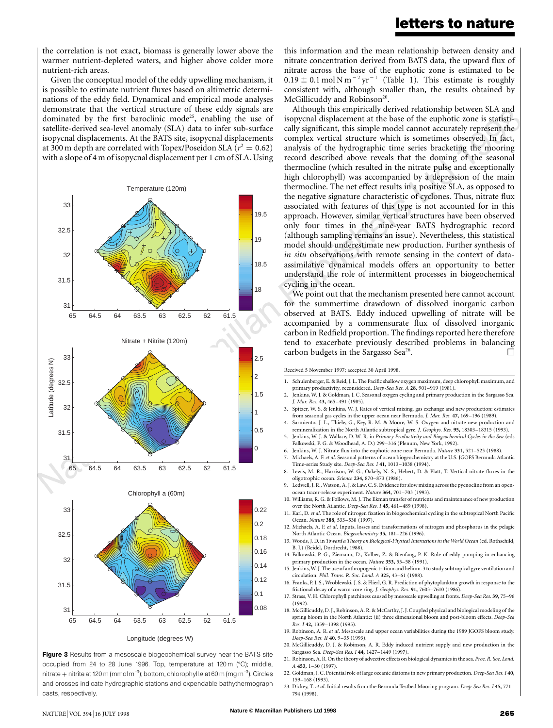the correlation is not exact, biomass is generally lower above the warmer nutrient-depleted waters, and higher above colder more nutrient-rich areas.

Given the conceptual model of the eddy upwelling mechanism, it is possible to estimate nutrient fluxes based on altimetric determinations of the eddy field. Dynamical and empirical mode analyses demonstrate that the vertical structure of these eddy signals are dominated by the first baroclinic mode[25], enabling the use of satellite-derived sea-level anomaly (SLA) data to infer sub-surface isopycnal displacements. At the BATS site, isopycnal displacements at 300 m depth are correlated with Topex/Poseidon SLA ($r^2 = 0.62$) with a slope of 4 m of isopycnal displacement per 1 cm of SLA. Using this information and the mean relationship between density and nitrate concentration derived from BATS data, the upward flux of nitrate across the base of the euphotic zone is estimated to be $0.19 \pm 0.1$ mol N m$^{-2}$ yr$^{-1}$ (Table 1). This estimate is roughly consistent with, although smaller than, the results obtained by McGillicuddy and Robinson[20].

Although this empirically derived relationship between SLA and isopycnal displacement at the base of the euphotic zone is statistically significant, this simple model cannot accurately represent the complex vertical structure which is sometimes observed. In fact, analysis of the hydrographic time series bracketing the mooring record described above reveals that the doming of the seasonal thermocline (which resulted in the nitrate pulse and exceptionally high chlorophyll) was accompanied by a depression of the main thermocline. The net effect results in a positive SLA, as opposed to the negative signature characteristic of cyclones. Thus, nitrate flux associated with features of this type is not accounted for in this approach. However, similar vertical structures have been observed only four times in the nine-year BATS hydrographic record (although sampling remains an issue). Nevertheless, this statistical model should underestimate new production. Further synthesis of *in situ* observations with remote sensing in the context of data-assimilative dynamical models offers an opportunity to better understand the role of intermittent processes in biogeochemical cycling in the ocean.

We point out that the mechanism presented here cannot account for the summertime drawdown of dissolved inorganic carbon observed at BATS. Eddy induced upwelling of nitrate will be accompanied by a commensurate flux of dissolved inorganic carbon in Redfield proportion. The findings reported here therefore tend to exacerbate previously described problems in balancing carbon budgets in the Sargasso Sea[26]. □

**Figure 3** Results from a mesoscale biogeochemical survey near the BATS site occupied from 24 to 28 June 1996. Top, temperature at 120 m (°C); middle, nitrate + nitrite at 120 m (mmol m$^{-3}$); bottom, chlorophyll *a* at 60 m (mg m$^{-3}$). Circles and crosses indicate hydrographic stations and expendable bathythermograph casts, respectively.

Received 5 November 1997; accepted 30 April 1998.

1. Schulenberger, E. & Reid, J. L. The Pacific shallow oxygen maximum, deep chlorophyll maximum, and primary productivity, reconsidered. *Deep-Sea Res. A* **28,** 901–919 (1981).
2. Jenkins, W. J. & Goldman, J. C. Seasonal oxygen cycling and primary production in the Sargasso Sea. *J. Mar. Res.* **43,** 465–491 (1985).
3. Spitzer, W. S. & Jenkins, W. J. Rates of vertical mixing, gas exchange and new production: estimates from seasonal gas cycles in the upper ocean near Bermuda. *J. Mar. Res.* **47,** 169–196 (1989).
4. Sarmiento, J. L., Thiele, G., Key, R. M. & Moore, W. S. Oxygen and nitrate new production and remineralization in the North Atlantic subtropical gyre. *J. Geophys. Res.* **95,** 18303–18315 (1993).
5. Jenkins, W. J. & Wallace, D. W. R. in *Primary Productivity and Biogeochemical Cycles in the Sea* (eds Falkowski, P. G. & Woodhead, A. D.) 299–316 (Plenum, New York, 1992).
6. Jenkins, W. J. Nitrate flux into the euphotic zone near Bermuda. *Nature* **331,** 521–523 (1988).
7. Michaels, A. F. *et al.* Seasonal patterns of ocean biogeochemistry at the U.S. JGOFS Bermuda Atlantic Time-series Study site. *Deep-Sea Res. I* **41,** 1013–1038 (1994).
8. Lewis, M. R., Harrison, W. G., Oakely, N. S., Hebert, D. & Platt, T. Vertical nitrate fluxes in the oligotrophic ocean. *Science* **234,** 870–873 (1986).
9. Ledwell, J. R., Watson, A. J. & Law, C. S. Evidence for slow mixing across the pycnocline from an open-ocean tracer-release experiment. *Nature* **364,** 701–703 (1993).
10. Williams, R. G. & Follows, M. J. The Ekman transfer of nutrients and maintenance of new production over the North Atlantic. *Deep-Sea Res. I* **45,** 461–489 (1998).
11. Karl, D. *et al.* The role of nitrogen fixation in biogeochemical cycling in the subtropical North Pacific Ocean. *Nature* **388,** 533–538 (1997).
12. Michaels, A. F. *et al.* Inputs, losses and transformations of nitrogen and phosphorus in the pelagic North Atlantic Ocean. *Biogeochemistry* **35,** 181–226 (1996).
13. Woods, J. D. in *Toward a Theory on Biological-Physical Interactions in the World Ocean* (ed. Rothschild, B. J.) (Reidel, Dordrecht, 1988).
14. Falkowski, P. G., Ziemann, D., Kolber, Z. & Bienfang, P. K. Role of eddy pumping in enhancing primary production in the ocean. *Nature* **353,** 55–58 (1991).
15. Jenkins, W. J. The use of anthropogenic tritium and helium-3 to study subtropical gyre ventilation and circulation. *Phil. Trans. R. Soc. Lond. A* **325,** 43–61 (1988).
16. Franks, P. J. S., Wroblewski, J. S. & Flierl, G. R. Prediction of phytoplankton growth in response to the frictional decay of a warm-core ring. *J. Geophys. Res.* **91,** 7603–7610 (1986).
17. Strass, V. H. Chlorophyll patchiness caused by mesoscale upwelling at fronts. *Deep-Sea Res.* **39,** 75–96 (1992).
18. McGillicuddy, D. J., Robinson, A. R. & McCarthy, J. J. Coupled physical and biological modeling of the spring bloom in the North Atlantic: (ii) three dimensional bloom and post-bloom effects. *Deep-Sea Res. I* **42,** 1359–1398 (1995).
19. Robinson, A. R. *et al.* Mesoscale and upper ocean variabilities during the 1989 JGOFS bloom study. *Deep-Sea Res. II* **40,** 9–35 (1993).
20. McGillicuddy, D. J. & Robinson, A. R. Eddy induced nutrient supply and new production in the Sargasso Sea. *Deep-Sea Res. I* **44,** 1427–1449 (1997).
21. Robinson, A. R. On the theory of advective effects on biological dynamics in the sea. *Proc. R. Soc. Lond. A* **453,** 1–30 (1997).
22. Goldman, J. C. Potential role of large oceanic diatoms in new primary production. *Deep-Sea Res. I* **40,** 159–168 (1993).
23. Dickey, T. *et al.* Initial results from the Bermuda Testbed Mooring program. *Deep-Sea Res. I* **45,** 771–794 (1998).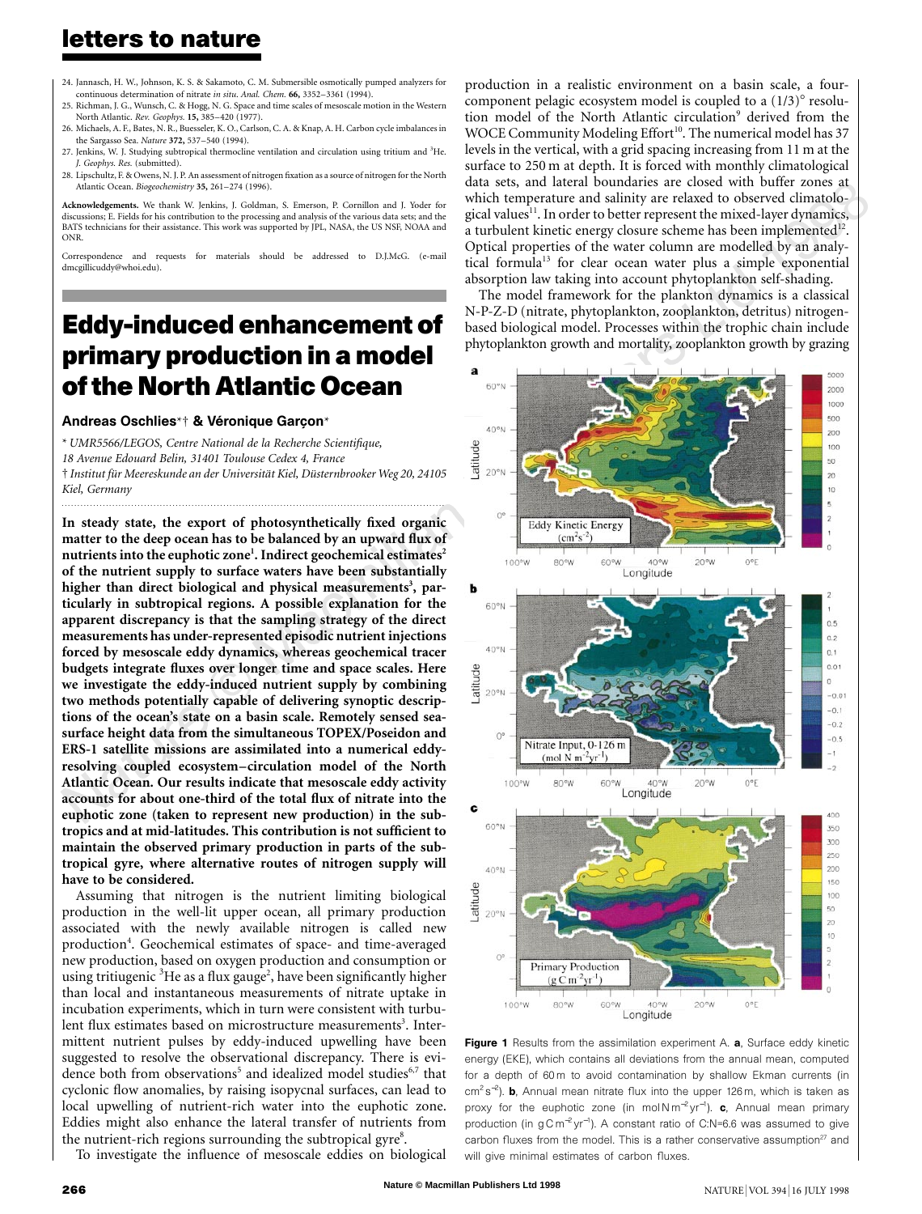24. Jannasch, H. W., Johnson, K. S. & Sakamoto, C. M. Submersible osmotically pumped analyzers for continuous determination of nitrate *in situ*. *Anal. Chem.* **66,** 3352–3361 (1994).
25. Richman, J. G., Wunsch, C. & Hogg, N. G. Space and time scales of mesoscale motion in the Western North Atlantic. *Rev. Geophys.* **15,** 385–420 (1977).
26. Michaels, A. F., Bates, N. R., Buesseler, K. O., Carlson, C. A. & Knap, A. H. Carbon cycle imbalances in the Sargasso Sea. *Nature* **372,** 537–540 (1994).
27. Jenkins, W. J. Studying subtropical thermocline ventilation and circulation using tritium and $^3$He. *J. Geophys. Res.* (submitted).
28. Lipschultz, F. & Owens, N. J. P. An assessment of nitrogen fixation as a source of nitrogen for the North Atlantic Ocean. *Biogeochemistry* **35,** 261–274 (1996).

**Acknowledgements.** We thank W. Jenkins, J. Goldman, S. Emerson, P. Cornillon and J. Yoder for discussions; E. Fields for his contribution to the processing and analysis of the various data sets; and the BATS technicians for their assistance. This work was supported by JPL, NASA, the US NSF, NOAA and ONR.

Correspondence and requests for materials should be addressed to D.J.McG. (e-mail dmcgillicuddy@whoi.edu).

# Eddy-induced enhancement of primary production in a model of the North Atlantic Ocean

**Andreas Oschlies*† & Véronique Garçon***

\* UMR5566/LEGOS, Centre National de la Recherche Scientifique, 18 Avenue Edouard Belin, 31401 Toulouse Cedex 4, France
† Institut für Meereskunde an der Universität Kiel, Düsternbrooker Weg 20, 24105 Kiel, Germany

**In steady state, the export of photosynthetically fixed organic matter to the deep ocean has to be balanced by an upward flux of nutrients into the euphotic zone[1]. Indirect geochemical estimates[2] of the nutrient supply to surface waters have been substantially higher than direct biological and physical measurements[3], particularly in subtropical regions. A possible explanation for the apparent discrepancy is that the sampling strategy of the direct measurements has under-represented episodic nutrient injections forced by mesoscale eddy dynamics, whereas geochemical tracer budgets integrate fluxes over longer time and space scales. Here we investigate the eddy-induced nutrient supply by combining two methods potentially capable of delivering synoptic descriptions of the ocean's state on a basin scale. Remotely sensed sea-surface height data from the simultaneous TOPEX/Poseidon and ERS-1 satellite missions are assimilated into a numerical eddy-resolving coupled ecosystem–circulation model of the North Atlantic Ocean. Our results indicate that mesoscale eddy activity accounts for about one-third of the total flux of nitrate into the euphotic zone (taken to represent new production) in the subtropics and at mid-latitudes. This contribution is not sufficient to maintain the observed primary production in parts of the subtropical gyre, where alternative routes of nitrogen supply will have to be considered.**

Assuming that nitrogen is the nutrient limiting biological production in the well-lit upper ocean, all primary production associated with the newly available nitrogen is called new production[4]. Geochemical estimates of space- and time-averaged new production, based on oxygen production and consumption or using tritiugenic $^3$He as a flux gauge[2], have been significantly higher than local and instantaneous measurements of nitrate uptake in incubation experiments, which in turn were consistent with turbulent flux estimates based on microstructure measurements[3]. Intermittent nutrient pulses by eddy-induced upwelling have been suggested to resolve the observational discrepancy. There is evidence both from observations[5] and idealized model studies[6,7] that cyclonic flow anomalies, by raising isopycnal surfaces, can lead to local upwelling of nutrient-rich water into the euphotic zone. Eddies might also enhance the lateral transfer of nutrients from the nutrient-rich regions surrounding the subtropical gyre[8].

To investigate the influence of mesoscale eddies on biological production in a realistic environment on a basin scale, a four-component pelagic ecosystem model is coupled to a (1/3)° resolution model of the North Atlantic circulation[9] derived from the WOCE Community Modeling Effort[10]. The numerical model has 37 levels in the vertical, with a grid spacing increasing from 11 m at the surface to 250 m at depth. It is forced with monthly climatological data sets, and lateral boundaries are closed with buffer zones at which temperature and salinity are relaxed to observed climatological values[11]. In order to better represent the mixed-layer dynamics, a turbulent kinetic energy closure scheme has been implemented[12]. Optical properties of the water column are modelled by an analytical formula[13] for clear ocean water plus a simple exponential absorption law taking into account phytoplankton self-shading.

The model framework for the plankton dynamics is a classical N-P-Z-D (nitrate, phytoplankton, zooplankton, detritus) nitrogen-based biological model. Processes within the trophic chain include phytoplankton growth and mortality, zooplankton growth by grazing

a
Eddy Kinetic Energy
($cm^2 s^{-2}$)
5000
2000
1000
500
200
100
50
20
10
5
2
1
0
60°N
40°N
20°N
0°
Latitude
100°W 80°W 60°W 40°W 20°W 0°E
Longitude

b
Nitrate Input, 0-126 m
($mol\ N\ m^{-2} yr^{-1}$)
2
1
0.5
0.2
0.1
0.01
0
−0.01
−0.1
−0.2
−0.5
−1
−2
60°N
40°N
20°N
0°
Latitude
100°W 80°W 60°W 40°W 20°W 0°E
Longitude

c
Primary Production
($g\ C\ m^{-2} yr^{-1}$)
400
350
300
250
200
150
100
50
20
10
5
2
1
0
60°N
40°N
20°N
0°
Latitude
100°W 80°W 60°W 40°W 20°W 0°E
Longitude

**Figure 1** Results from the assimilation experiment A. **a**, Surface eddy kinetic energy (EKE), which contains all deviations from the annual mean, computed for a depth of 60 m to avoid contamination by shallow Ekman currents (in $cm^2 s^{-2}$). **b**, Annual mean nitrate flux into the upper 126 m, which is taken as proxy for the euphotic zone (in $mol\ N\ m^{-2} yr^{-1}$). **c**, Annual mean primary production (in $g\ C\ m^{-2} yr^{-1}$). A constant ratio of C:N=6.6 was assumed to give carbon fluxes from the model. This is a rather conservative assumption[27] and will give minimal estimates of carbon fluxes.